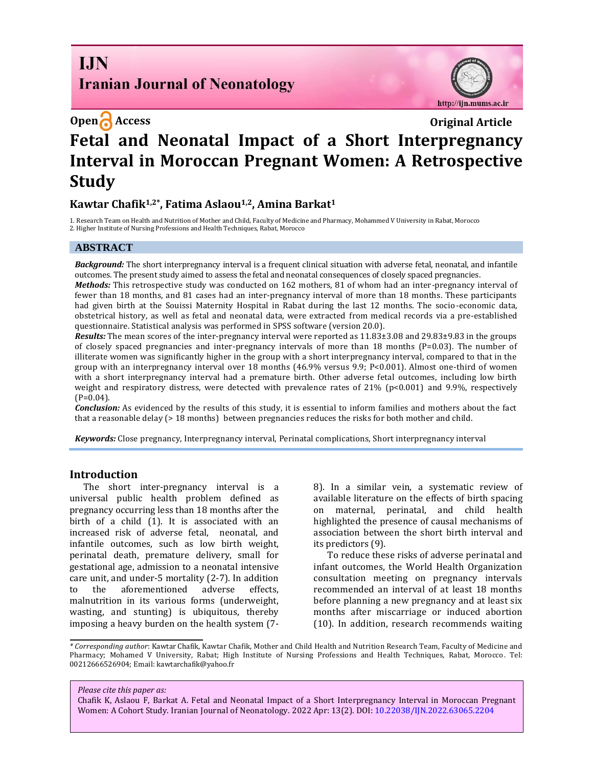**Open Access** **Original Article**

# Fetal and Neonatal Impact of a Short Interpregnancy Interval in Moroccan Pregnant Women: A Retrospective Study

**Kawtar Chafik[1,2*], Fatima Aslaou[1,2], Amina Barkat[1]**

1. Research Team on Health and Nutrition of Mother and Child, Faculty of Medicine and Pharmacy, Mohammed V University in Rabat, Morocco
2. Higher Institute of Nursing Professions and Health Techniques, Rabat, Morocco

## ABSTRACT

***Background:*** The short interpregnancy interval is a frequent clinical situation with adverse fetal, neonatal, and infantile outcomes. The present study aimed to assess the fetal and neonatal consequences of closely spaced pregnancies.

***Methods:*** This retrospective study was conducted on 162 mothers, 81 of whom had an inter-pregnancy interval of fewer than 18 months, and 81 cases had an inter-pregnancy interval of more than 18 months. These participants had given birth at the Souissi Maternity Hospital in Rabat during the last 12 months. The socio-economic data, obstetrical history, as well as fetal and neonatal data, were extracted from medical records via a pre-established questionnaire. Statistical analysis was performed in SPSS software (version 20.0).

***Results:*** The mean scores of the inter-pregnancy interval were reported as 11.83±3.08 and 29.83±9.83 in the groups of closely spaced pregnancies and inter-pregnancy intervals of more than 18 months (P=0.03). The number of illiterate women was significantly higher in the group with a short interpregnancy interval, compared to that in the group with an interpregnancy interval over 18 months (46.9% versus 9.9; P<0.001). Almost one-third of women with a short interpregnancy interval had a premature birth. Other adverse fetal outcomes, including low birth weight and respiratory distress, were detected with prevalence rates of 21% (p<0.001) and 9.9%, respectively (P=0.04).

***Conclusion:*** As evidenced by the results of this study, it is essential to inform families and mothers about the fact that a reasonable delay (> 18 months) between pregnancies reduces the risks for both mother and child.

***Keywords:*** Close pregnancy, Interpregnancy interval, Perinatal complications, Short interpregnancy interval

## Introduction

The short inter-pregnancy interval is a universal public health problem defined as pregnancy occurring less than 18 months after the birth of a child (1). It is associated with an increased risk of adverse fetal, neonatal, and infantile outcomes, such as low birth weight, perinatal death, premature delivery, small for gestational age, admission to a neonatal intensive care unit, and under-5 mortality (2-7). In addition to the aforementioned adverse effects, malnutrition in its various forms (underweight, wasting, and stunting) is ubiquitous, thereby imposing a heavy burden on the health system (7-8). In a similar vein, a systematic review of available literature on the effects of birth spacing on maternal, perinatal, and child health highlighted the presence of causal mechanisms of association between the short birth interval and its predictors (9).

To reduce these risks of adverse perinatal and infant outcomes, the World Health Organization consultation meeting on pregnancy intervals recommended an interval of at least 18 months before planning a new pregnancy and at least six months after miscarriage or induced abortion (10). In addition, research recommends waiting

---

*\* Corresponding author*: Kawtar Chafik, Kawtar Chafik, Mother and Child Health and Nutrition Research Team, Faculty of Medicine and Pharmacy; Mohamed V University, Rabat; High Institute of Nursing Professions and Health Techniques, Rabat, Morocco. Tel: 00212666526904; Email: kawtarchafik@yahoo.fr

*Please cite this paper as:*
Chafik K, Aslaou F, Barkat A. Fetal and Neonatal Impact of a Short Interpregnancy Interval in Moroccan Pregnant Women: A Cohort Study. Iranian Journal of Neonatology. 2022 Apr: 13(2). DOI: 10.22038/IJN.2022.63065.2204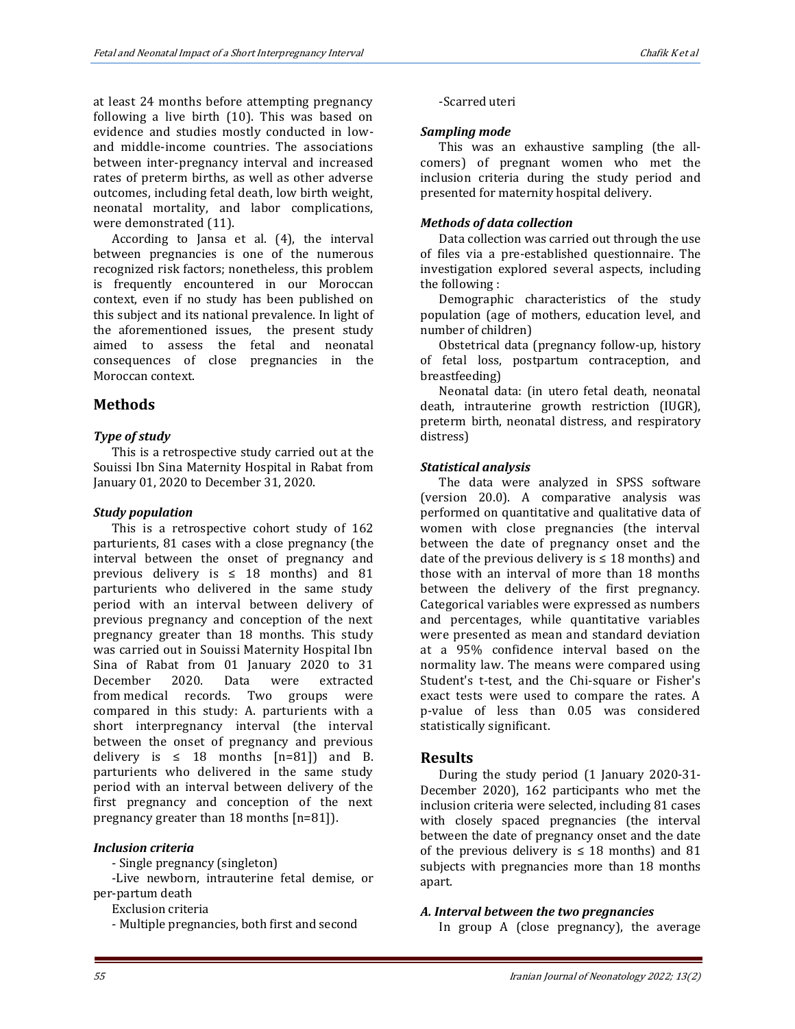at least 24 months before attempting pregnancy following a live birth (10). This was based on evidence and studies mostly conducted in low- and middle-income countries. The associations between inter-pregnancy interval and increased rates of preterm births, as well as other adverse outcomes, including fetal death, low birth weight, neonatal mortality, and labor complications, were demonstrated (11).

According to Jansa et al. (4), the interval between pregnancies is one of the numerous recognized risk factors; nonetheless, this problem is frequently encountered in our Moroccan context, even if no study has been published on this subject and its national prevalence. In light of the aforementioned issues, the present study aimed to assess the fetal and neonatal consequences of close pregnancies in the Moroccan context.

## Methods

### *Type of study*

This is a retrospective study carried out at the Souissi Ibn Sina Maternity Hospital in Rabat from January 01, 2020 to December 31, 2020.

### *Study population*

This is a retrospective cohort study of 162 parturients, 81 cases with a close pregnancy (the interval between the onset of pregnancy and previous delivery is ≤ 18 months) and 81 parturients who delivered in the same study period with an interval between delivery of previous pregnancy and conception of the next pregnancy greater than 18 months. This study was carried out in Souissi Maternity Hospital Ibn Sina of Rabat from 01 January 2020 to 31 December 2020. Data were extracted from medical records. Two groups were compared in this study: A. parturients with a short interpregnancy interval (the interval between the onset of pregnancy and previous delivery is ≤ 18 months [n=81]) and B. parturients who delivered in the same study period with an interval between delivery of the first pregnancy and conception of the next pregnancy greater than 18 months [n=81]).

### *Inclusion criteria*

- Single pregnancy (singleton)
- Live newborn, intrauterine fetal demise, or per-partum death

Exclusion criteria

- Multiple pregnancies, both first and second
- Scarred uteri

### *Sampling mode*

This was an exhaustive sampling (the all-comers) of pregnant women who met the inclusion criteria during the study period and presented for maternity hospital delivery.

### *Methods of data collection*

Data collection was carried out through the use of files via a pre-established questionnaire. The investigation explored several aspects, including the following :

Demographic characteristics of the study population (age of mothers, education level, and number of children)

Obstetrical data (pregnancy follow-up, history of fetal loss, postpartum contraception, and breastfeeding)

Neonatal data: (in utero fetal death, neonatal death, intrauterine growth restriction (IUGR), preterm birth, neonatal distress, and respiratory distress)

### *Statistical analysis*

The data were analyzed in SPSS software (version 20.0). A comparative analysis was performed on quantitative and qualitative data of women with close pregnancies (the interval between the date of pregnancy onset and the date of the previous delivery is ≤ 18 months) and those with an interval of more than 18 months between the delivery of the first pregnancy. Categorical variables were expressed as numbers and percentages, while quantitative variables were presented as mean and standard deviation at a 95% confidence interval based on the normality law. The means were compared using Student's t-test, and the Chi-square or Fisher's exact tests were used to compare the rates. A p-value of less than 0.05 was considered statistically significant.

## Results

During the study period (1 January 2020-31-December 2020), 162 participants who met the inclusion criteria were selected, including 81 cases with closely spaced pregnancies (the interval between the date of pregnancy onset and the date of the previous delivery is ≤ 18 months) and 81 subjects with pregnancies more than 18 months apart.

### *A. Interval between the two pregnancies*

In group A (close pregnancy), the average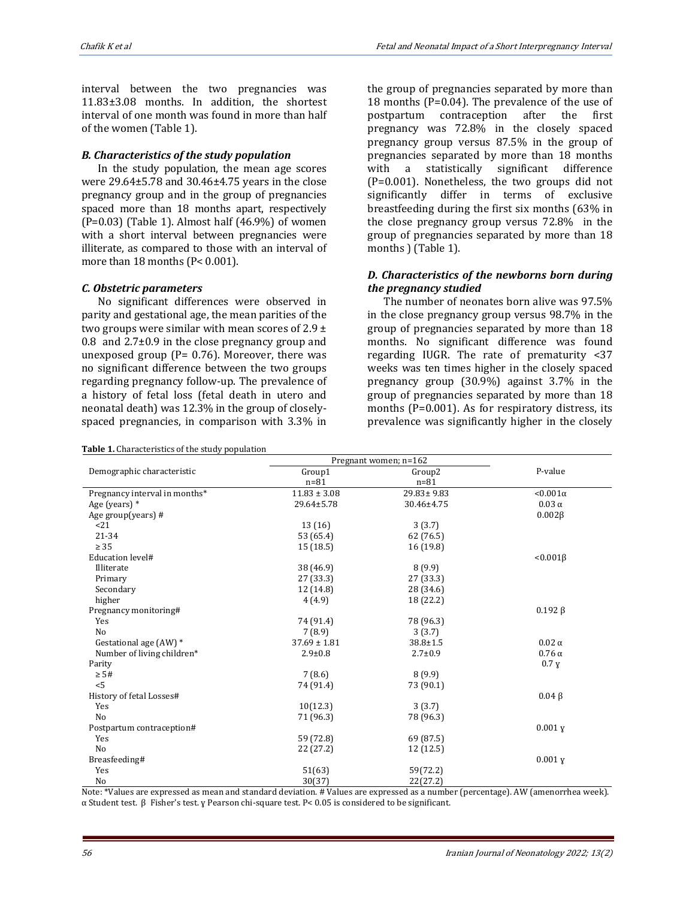interval between the two pregnancies was 11.83±3.08 months. In addition, the shortest interval of one month was found in more than half of the women (Table 1).

### *B. Characteristics of the study population*

In the study population, the mean age scores were 29.64±5.78 and 30.46±4.75 years in the close pregnancy group and in the group of pregnancies spaced more than 18 months apart, respectively (P=0.03) (Table 1). Almost half (46.9%) of women with a short interval between pregnancies were illiterate, as compared to those with an interval of more than 18 months (P< 0.001).

### *C. Obstetric parameters*

No significant differences were observed in parity and gestational age, the mean parities of the two groups were similar with mean scores of 2.9 ± 0.8 and 2.7±0.9 in the close pregnancy group and unexposed group (P= 0.76). Moreover, there was no significant difference between the two groups regarding pregnancy follow-up. The prevalence of a history of fetal loss (fetal death in utero and neonatal death) was 12.3% in the group of closely-spaced pregnancies, in comparison with 3.3% in the group of pregnancies separated by more than 18 months (P=0.04). The prevalence of the use of postpartum contraception after the first pregnancy was 72.8% in the closely spaced pregnancy group versus 87.5% in the group of pregnancies separated by more than 18 months with a statistically significant difference (P=0.001). Nonetheless, the two groups did not significantly differ in terms of exclusive breastfeeding during the first six months (63% in the close pregnancy group versus 72.8% in the group of pregnancies separated by more than 18 months ) (Table 1).

### *D. Characteristics of the newborns born during the pregnancy studied*

The number of neonates born alive was 97.5% in the close pregnancy group versus 98.7% in the group of pregnancies separated by more than 18 months. No significant difference was found regarding IUGR. The rate of prematurity <37 weeks was ten times higher in the closely spaced pregnancy group (30.9%) against 3.7% in the group of pregnancies separated by more than 18 months (P=0.001). As for respiratory distress, its prevalence was significantly higher in the closely

**Table 1.** Characteristics of the study population

| Demographic characteristic | Pregnant women; n=162 | | P-value |
|---|---|---|---|
| | Group1 n=81 | Group2 n=81 | |
| Pregnancy interval in months* | 11.83 ± 3.08 | 29.83± 9.83 | <0.001α |
| Age (years) * | 29.64±5.78 | 30.46±4.75 | 0.03 α |
| Age group(years) # | | | 0.002β |
| <21 | 13 (16) | 3 (3.7) | |
| 21-34 | 53 (65.4) | 62 (76.5) | |
| ≥ 35 | 15 (18.5) | 16 (19.8) | |
| Education level# | | | <0.001β |
| Illiterate | 38 (46.9) | 8 (9.9) | |
| Primary | 27 (33.3) | 27 (33.3) | |
| Secondary | 12 (14.8) | 28 (34.6) | |
| higher | 4 (4.9) | 18 (22.2) | |
| Pregnancy monitoring# | | | 0.192 β |
| Yes | 74 (91.4) | 78 (96.3) | |
| No | 7 (8.9) | 3 (3.7) | |
| Gestational age (AW) * | 37.69 ± 1.81 | 38.8±1.5 | 0.02 α |
| Number of living children* | 2.9±0.8 | 2.7±0.9 | 0.76 α |
| Parity | | | 0.7 γ |
| ≥ 5# | 7 (8.6) | 8 (9.9) | |
| <5 | 74 (91.4) | 73 (90.1) | |
| History of fetal Losses# | | | 0.04 β |
| Yes | 10(12.3) | 3 (3.7) | |
| No | 71 (96.3) | 78 (96.3) | |
| Postpartum contraception# | | | 0.001 γ |
| Yes | 59 (72.8) | 69 (87.5) | |
| No | 22 (27.2) | 12 (12.5) | |
| Breasfeeding# | | | 0.001 γ |
| Yes | 51(63) | 59(72.2) | |
| No | 30(37) | 22(27.2) | |

Note: *Values are expressed as mean and standard deviation. # Values are expressed as a number (percentage). AW (amenorrhea week). α Student test. β Fisher's test. γ Pearson chi-square test. P< 0.05 is considered to be significant.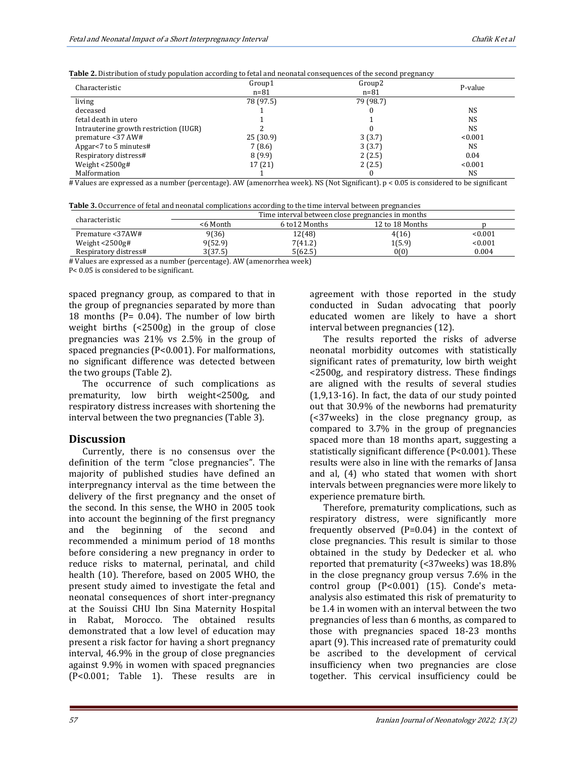**Table 2.** Distribution of study population according to fetal and neonatal consequences of the second pregnancy

| Characteristic | Group1 n=81 | Group2 n=81 | P-value |
|---|---|---|---|
| living | 78 (97.5) | 79 (98.7) | |
| deceased | 1 | 0 | NS |
| fetal death in utero | 1 | 1 | NS |
| Intrauterine growth restriction (IUGR) | 2 | 0 | NS |
| premature <37 AW# | 25 (30.9) | 3 (3.7) | <0.001 |
| Apgar<7 to 5 minutes# | 7 (8.6) | 3 (3.7) | NS |
| Respiratory distress# | 8 (9.9) | 2 (2.5) | 0.04 |
| Weight <2500g# | 17 (21) | 2 (2.5) | <0.001 |
| Malformation | 1 | 0 | NS |

# Values are expressed as a number (percentage). AW (amenorrhea week). NS (Not Significant). p < 0.05 is considered to be significant

**Table 3.** Occurrence of fetal and neonatal complications according to the time interval between pregnancies

| characteristic | Time interval between close pregnancies in months | | | |
|---|---|---|---|---|
| | <6 Month | 6 to12 Months | 12 to 18 Months | p |
| Premature <37AW# | 9(36) | 12(48) | 4(16) | <0.001 |
| Weight <2500g# | 9(52.9) | 7(41.2) | 1(5.9) | <0.001 |
| Respiratory distress# | 3(37.5) | 5(62.5) | 0(0) | 0.004 |

# Values are expressed as a number (percentage). AW (amenorrhea week)

P< 0.05 is considered to be significant.

spaced pregnancy group, as compared to that in the group of pregnancies separated by more than 18 months (P= 0.04). The number of low birth weight births (<2500g) in the group of close pregnancies was 21% vs 2.5% in the group of spaced pregnancies (P<0.001). For malformations, no significant difference was detected between the two groups (Table 2).

The occurrence of such complications as prematurity, low birth weight<2500g, and respiratory distress increases with shortening the interval between the two pregnancies (Table 3).

## Discussion

Currently, there is no consensus over the definition of the term "close pregnancies". The majority of published studies have defined an interpregnancy interval as the time between the delivery of the first pregnancy and the onset of the second. In this sense, the WHO in 2005 took into account the beginning of the first pregnancy and the beginning of the second and recommended a minimum period of 18 months before considering a new pregnancy in order to reduce risks to maternal, perinatal, and child health (10). Therefore, based on 2005 WHO, the present study aimed to investigate the fetal and neonatal consequences of short inter-pregnancy at the Souissi CHU Ibn Sina Maternity Hospital in Rabat, Morocco. The obtained results demonstrated that a low level of education may present a risk factor for having a short pregnancy interval, 46.9% in the group of close pregnancies against 9.9% in women with spaced pregnancies (P<0.001; Table 1). These results are in agreement with those reported in the study conducted in Sudan advocating that poorly educated women are likely to have a short interval between pregnancies (12).

The results reported the risks of adverse neonatal morbidity outcomes with statistically significant rates of prematurity, low birth weight <2500g, and respiratory distress. These findings are aligned with the results of several studies (1,9,13-16). In fact, the data of our study pointed out that 30.9% of the newborns had prematurity (<37weeks) in the close pregnancy group, as compared to 3.7% in the group of pregnancies spaced more than 18 months apart, suggesting a statistically significant difference (P<0.001). These results were also in line with the remarks of Jansa and al, (4) who stated that women with short intervals between pregnancies were more likely to experience premature birth.

Therefore, prematurity complications, such as respiratory distress, were significantly more frequently observed (P=0.04) in the context of close pregnancies. This result is similar to those obtained in the study by Dedecker et al. who reported that prematurity (<37weeks) was 18.8% in the close pregnancy group versus 7.6% in the control group (P<0.001) (15). Conde's meta-analysis also estimated this risk of prematurity to be 1.4 in women with an interval between the two pregnancies of less than 6 months, as compared to those with pregnancies spaced 18-23 months apart (9). This increased rate of prematurity could be ascribed to the development of cervical insufficiency when two pregnancies are close together. This cervical insufficiency could be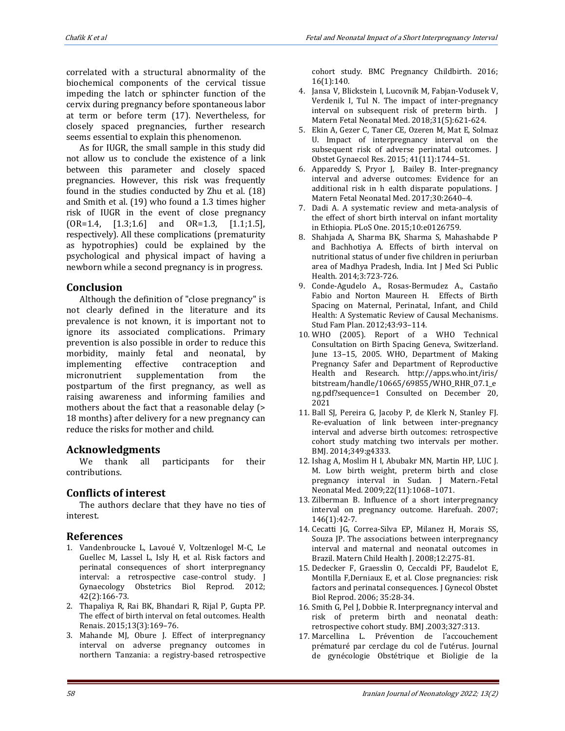correlated with a structural abnormality of the biochemical components of the cervical tissue impeding the latch or sphincter function of the cervix during pregnancy before spontaneous labor at term or before term (17). Nevertheless, for closely spaced pregnancies, further research seems essential to explain this phenomenon.

As for IUGR, the small sample in this study did not allow us to conclude the existence of a link between this parameter and closely spaced pregnancies. However, this risk was frequently found in the studies conducted by Zhu et al. (18) and Smith et al. (19) who found a 1.3 times higher risk of IUGR in the event of close pregnancy (OR=1.4, [1.3;1.6] and OR=1.3, [1.1;1.5], respectively). All these complications (prematurity as hypotrophies) could be explained by the psychological and physical impact of having a newborn while a second pregnancy is in progress.

## Conclusion

Although the definition of "close pregnancy" is not clearly defined in the literature and its prevalence is not known, it is important not to ignore its associated complications. Primary prevention is also possible in order to reduce this morbidity, mainly fetal and neonatal, by implementing effective contraception and micronutrient supplementation from the postpartum of the first pregnancy, as well as raising awareness and informing families and mothers about the fact that a reasonable delay (> 18 months) after delivery for a new pregnancy can reduce the risks for mother and child.

## Acknowledgments

We thank all participants for their contributions.

## Conflicts of interest

The authors declare that they have no ties of interest.

## References

1. Vandenbroucke L, Lavoué V, Voltzenlogel M-C, Le Guellec M, Lassel L, Isly H, et al. Risk factors and perinatal consequences of short interpregnancy interval: a retrospective case-control study. J Gynaecology Obstetrics Biol Reprod. 2012; 42(2):166-73.
2. Thapaliya R, Rai BK, Bhandari R, Rijal P, Gupta PP. The effect of birth interval on fetal outcomes. Health Renais. 2015;13(3):169–76.
3. Mahande MJ, Obure J. Effect of interpregnancy interval on adverse pregnancy outcomes in northern Tanzania: a registry-based retrospective cohort study. BMC Pregnancy Childbirth. 2016; 16(1):140.
4. Jansa V, Blickstein I, Lucovnik M, Fabjan-Vodusek V, Verdenik I, Tul N. The impact of inter-pregnancy interval on subsequent risk of preterm birth. J Matern Fetal Neonatal Med. 2018;31(5):621-624.
5. Ekin A, Gezer C, Taner CE, Ozeren M, Mat E, Solmaz U. Impact of interpregnancy interval on the subsequent risk of adverse perinatal outcomes. J Obstet Gynaecol Res. 2015; 41(11):1744–51.
6. Appareddy S, Pryor J, Bailey B. Inter-pregnancy interval and adverse outcomes: Evidence for an additional risk in h ealth disparate populations. J Matern Fetal Neonatal Med. 2017;30:2640–4.
7. Dadi A. A systematic review and meta-analysis of the effect of short birth interval on infant mortality in Ethiopia. PLoS One. 2015;10:e0126759.
8. Shahjada A, Sharma BK, Sharma S, Mahashabde P and Bachhotiya A. Effects of birth interval on nutritional status of under five children in periurban area of Madhya Pradesh, India. Int J Med Sci Public Health. 2014;3:723-726.
9. Conde-Agudelo A., Rosas-Bermudez A., Castaño Fabio and Norton Maureen H. Effects of Birth Spacing on Maternal, Perinatal, Infant, and Child Health: A Systematic Review of Causal Mechanisms. Stud Fam Plan. 2012;43:93–114.
10. WHO (2005). Report of a WHO Technical Consultation on Birth Spacing Geneva, Switzerland. June 13–15, 2005. WHO, Department of Making Pregnancy Safer and Department of Reproductive Health and Research. http://apps.who.int/iris/bitstream/handle/10665/69855/WHO_RHR_07.1_eng.pdf?sequence=1 Consulted on December 20, 2021
11. Ball SJ, Pereira G, Jacoby P, de Klerk N, Stanley FJ. Re-evaluation of link between inter-pregnancy interval and adverse birth outcomes: retrospective cohort study matching two intervals per mother. BMJ. 2014;349:g4333.
12. Ishag A, Moslim H I, Abubakr MN, Martin HP, LUC J. M. Low birth weight, preterm birth and close pregnancy interval in Sudan. J Matern.-Fetal Neonatal Med. 2009;22(11):1068–1071.
13. Zilberman B. Influence of a short interpregnancy interval on pregnancy outcome. Harefuah. 2007; 146(1):42-7.
14. Cecatti JG, Correa-Silva EP, Milanez H, Morais SS, Souza JP. The associations between interpregnancy interval and maternal and neonatal outcomes in Brazil. Matern Child Health J. 2008;12:275-81.
15. Dedecker F, Graesslin O, Ceccaldi PF, Baudelot E, Montilla F,Derniaux E, et al. Close pregnancies: risk factors and perinatal consequences. J Gynecol Obstet Biol Reprod. 2006; 35:28-34.
16. Smith G, Pel J, Dobbie R. Interpregnancy interval and risk of preterm birth and neonatal death: retrospective cohort study. BMJ .2003;327:313.
17. Marcellina L. Prévention de l'accouchement prématuré par cerclage du col de l'utérus. Journal de gynécologie Obstétrique et Bioligie de la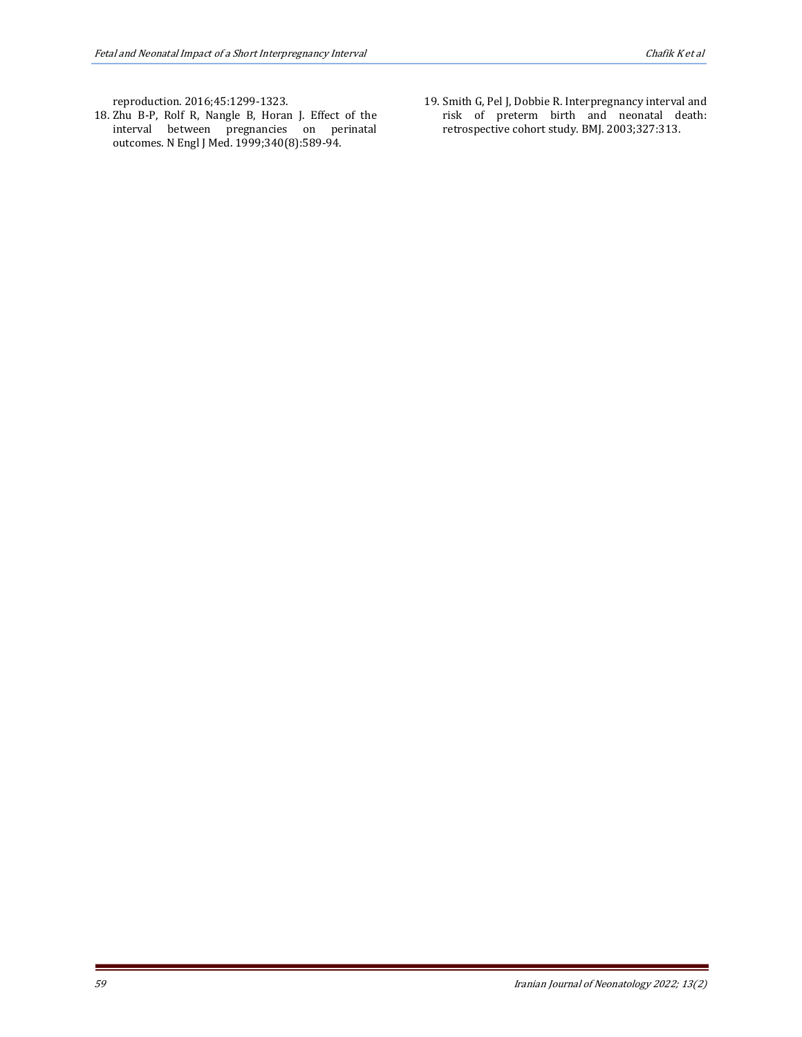reproduction. 2016;45:1299-1323.

18. Zhu B-P, Rolf R, Nangle B, Horan J. Effect of the interval between pregnancies on perinatal outcomes. N Engl J Med. 1999;340(8):589-94.
19. Smith G, Pel J, Dobbie R. Interpregnancy interval and risk of preterm birth and neonatal death: retrospective cohort study. BMJ. 2003;327:313.